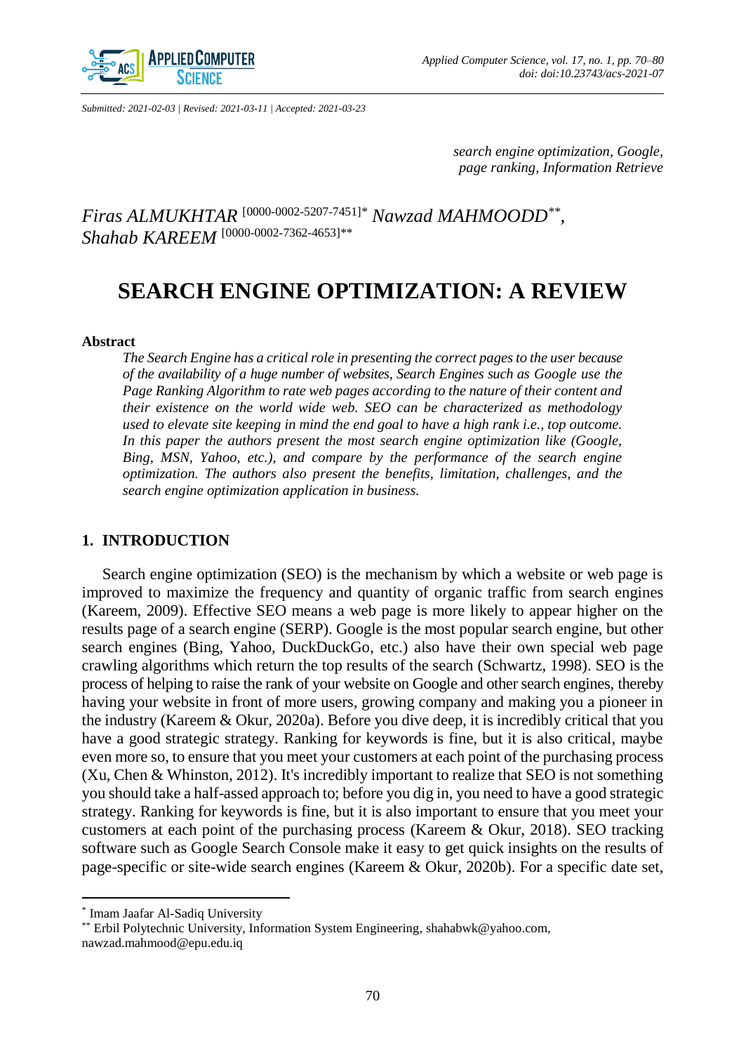Submitted: 2021-02-03 | Revised: 2021-03-11 | Accepted: 2021-03-23

*search engine optimization, Google, page ranking, Information Retrieve*

*Firas ALMUKHTAR* [0000-0002-5207-7451]* *Nawzad MAHMOODD*[**], *Shahab KAREEM* [0000-0002-7362-4653]**

# SEARCH ENGINE OPTIMIZATION: A REVIEW

**Abstract**

*The Search Engine has a critical role in presenting the correct pages to the user because of the availability of a huge number of websites, Search Engines such as Google use the Page Ranking Algorithm to rate web pages according to the nature of their content and their existence on the world wide web. SEO can be characterized as methodology used to elevate site keeping in mind the end goal to have a high rank i.e., top outcome. In this paper the authors present the most search engine optimization like (Google, Bing, MSN, Yahoo, etc.), and compare by the performance of the search engine optimization. The authors also present the benefits, limitation, challenges, and the search engine optimization application in business.*

## 1. INTRODUCTION

Search engine optimization (SEO) is the mechanism by which a website or web page is improved to maximize the frequency and quantity of organic traffic from search engines (Kareem, 2009). Effective SEO means a web page is more likely to appear higher on the results page of a search engine (SERP). Google is the most popular search engine, but other search engines (Bing, Yahoo, DuckDuckGo, etc.) also have their own special web page crawling algorithms which return the top results of the search (Schwartz, 1998). SEO is the process of helping to raise the rank of your website on Google and other search engines, thereby having your website in front of more users, growing company and making you a pioneer in the industry (Kareem & Okur, 2020a). Before you dive deep, it is incredibly critical that you have a good strategic strategy. Ranking for keywords is fine, but it is also critical, maybe even more so, to ensure that you meet your customers at each point of the purchasing process (Xu, Chen & Whinston, 2012). It's incredibly important to realize that SEO is not something you should take a half-assed approach to; before you dig in, you need to have a good strategic strategy. Ranking for keywords is fine, but it is also important to ensure that you meet your customers at each point of the purchasing process (Kareem & Okur, 2018). SEO tracking software such as Google Search Console make it easy to get quick insights on the results of page-specific or site-wide search engines (Kareem & Okur, 2020b). For a specific date set,

---

[*] Imam Jaafar Al-Sadiq University

[**] Erbil Polytechnic University, Information System Engineering, shahabwk@yahoo.com, nawzad.mahmood@epu.edu.iq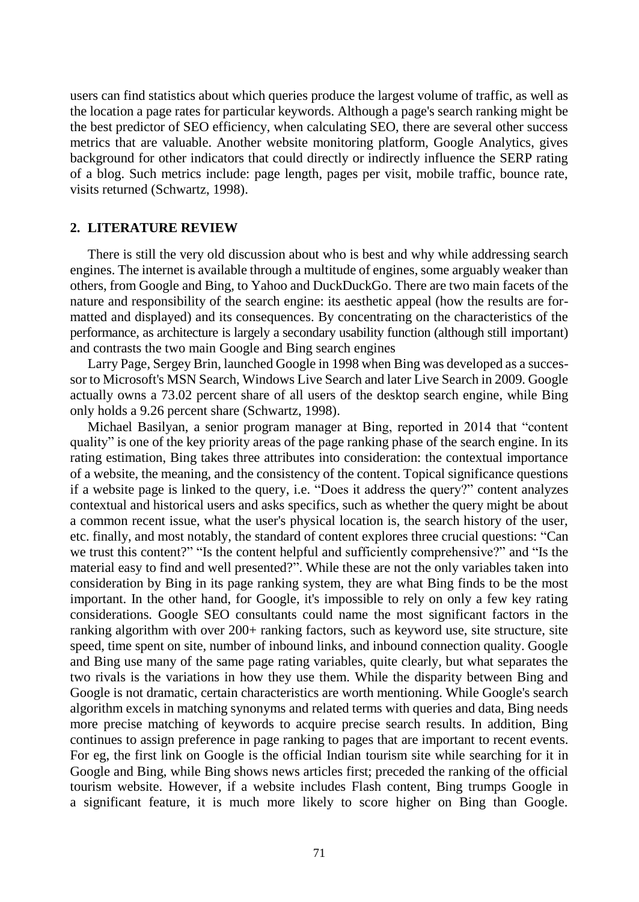users can find statistics about which queries produce the largest volume of traffic, as well as the location a page rates for particular keywords. Although a page's search ranking might be the best predictor of SEO efficiency, when calculating SEO, there are several other success metrics that are valuable. Another website monitoring platform, Google Analytics, gives background for other indicators that could directly or indirectly influence the SERP rating of a blog. Such metrics include: page length, pages per visit, mobile traffic, bounce rate, visits returned (Schwartz, 1998).

## 2. LITERATURE REVIEW

There is still the very old discussion about who is best and why while addressing search engines. The internet is available through a multitude of engines, some arguably weaker than others, from Google and Bing, to Yahoo and DuckDuckGo. There are two main facets of the nature and responsibility of the search engine: its aesthetic appeal (how the results are formatted and displayed) and its consequences. By concentrating on the characteristics of the performance, as architecture is largely a secondary usability function (although still important) and contrasts the two main Google and Bing search engines

Larry Page, Sergey Brin, launched Google in 1998 when Bing was developed as a successor to Microsoft's MSN Search, Windows Live Search and later Live Search in 2009. Google actually owns a 73.02 percent share of all users of the desktop search engine, while Bing only holds a 9.26 percent share (Schwartz, 1998).

Michael Basilyan, a senior program manager at Bing, reported in 2014 that "content quality" is one of the key priority areas of the page ranking phase of the search engine. In its rating estimation, Bing takes three attributes into consideration: the contextual importance of a website, the meaning, and the consistency of the content. Topical significance questions if a website page is linked to the query, i.e. "Does it address the query?" content analyzes contextual and historical users and asks specifics, such as whether the query might be about a common recent issue, what the user's physical location is, the search history of the user, etc. finally, and most notably, the standard of content explores three crucial questions: "Can we trust this content?" "Is the content helpful and sufficiently comprehensive?" and "Is the material easy to find and well presented?". While these are not the only variables taken into consideration by Bing in its page ranking system, they are what Bing finds to be the most important. In the other hand, for Google, it's impossible to rely on only a few key rating considerations. Google SEO consultants could name the most significant factors in the ranking algorithm with over 200+ ranking factors, such as keyword use, site structure, site speed, time spent on site, number of inbound links, and inbound connection quality. Google and Bing use many of the same page rating variables, quite clearly, but what separates the two rivals is the variations in how they use them. While the disparity between Bing and Google is not dramatic, certain characteristics are worth mentioning. While Google's search algorithm excels in matching synonyms and related terms with queries and data, Bing needs more precise matching of keywords to acquire precise search results. In addition, Bing continues to assign preference in page ranking to pages that are important to recent events. For eg, the first link on Google is the official Indian tourism site while searching for it in Google and Bing, while Bing shows news articles first; preceded the ranking of the official tourism website. However, if a website includes Flash content, Bing trumps Google in a significant feature, it is much more likely to score higher on Bing than Google.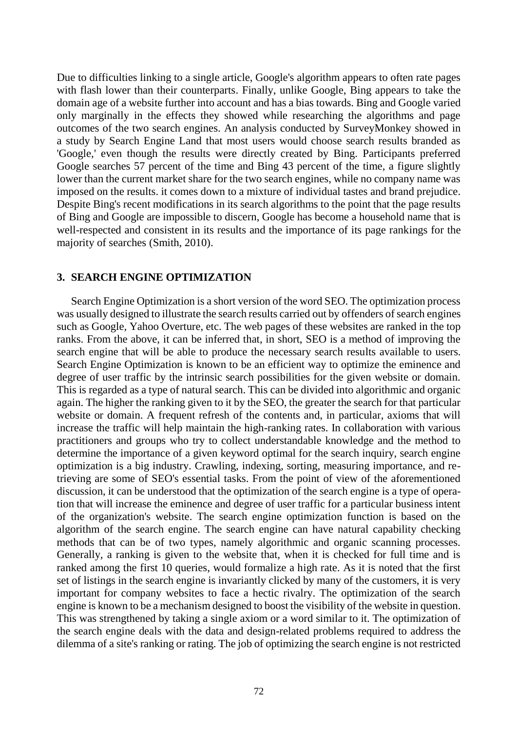Due to difficulties linking to a single article, Google's algorithm appears to often rate pages with flash lower than their counterparts. Finally, unlike Google, Bing appears to take the domain age of a website further into account and has a bias towards. Bing and Google varied only marginally in the effects they showed while researching the algorithms and page outcomes of the two search engines. An analysis conducted by SurveyMonkey showed in a study by Search Engine Land that most users would choose search results branded as 'Google,' even though the results were directly created by Bing. Participants preferred Google searches 57 percent of the time and Bing 43 percent of the time, a figure slightly lower than the current market share for the two search engines, while no company name was imposed on the results. it comes down to a mixture of individual tastes and brand prejudice. Despite Bing's recent modifications in its search algorithms to the point that the page results of Bing and Google are impossible to discern, Google has become a household name that is well-respected and consistent in its results and the importance of its page rankings for the majority of searches (Smith, 2010).

## 3. SEARCH ENGINE OPTIMIZATION

Search Engine Optimization is a short version of the word SEO. The optimization process was usually designed to illustrate the search results carried out by offenders of search engines such as Google, Yahoo Overture, etc. The web pages of these websites are ranked in the top ranks. From the above, it can be inferred that, in short, SEO is a method of improving the search engine that will be able to produce the necessary search results available to users. Search Engine Optimization is known to be an efficient way to optimize the eminence and degree of user traffic by the intrinsic search possibilities for the given website or domain. This is regarded as a type of natural search. This can be divided into algorithmic and organic again. The higher the ranking given to it by the SEO, the greater the search for that particular website or domain. A frequent refresh of the contents and, in particular, axioms that will increase the traffic will help maintain the high-ranking rates. In collaboration with various practitioners and groups who try to collect understandable knowledge and the method to determine the importance of a given keyword optimal for the search inquiry, search engine optimization is a big industry. Crawling, indexing, sorting, measuring importance, and re-trieving are some of SEO's essential tasks. From the point of view of the aforementioned discussion, it can be understood that the optimization of the search engine is a type of opera-tion that will increase the eminence and degree of user traffic for a particular business intent of the organization's website. The search engine optimization function is based on the algorithm of the search engine. The search engine can have natural capability checking methods that can be of two types, namely algorithmic and organic scanning processes. Generally, a ranking is given to the website that, when it is checked for full time and is ranked among the first 10 queries, would formalize a high rate. As it is noted that the first set of listings in the search engine is invariantly clicked by many of the customers, it is very important for company websites to face a hectic rivalry. The optimization of the search engine is known to be a mechanism designed to boost the visibility of the website in question. This was strengthened by taking a single axiom or a word similar to it. The optimization of the search engine deals with the data and design-related problems required to address the dilemma of a site's ranking or rating. The job of optimizing the search engine is not restricted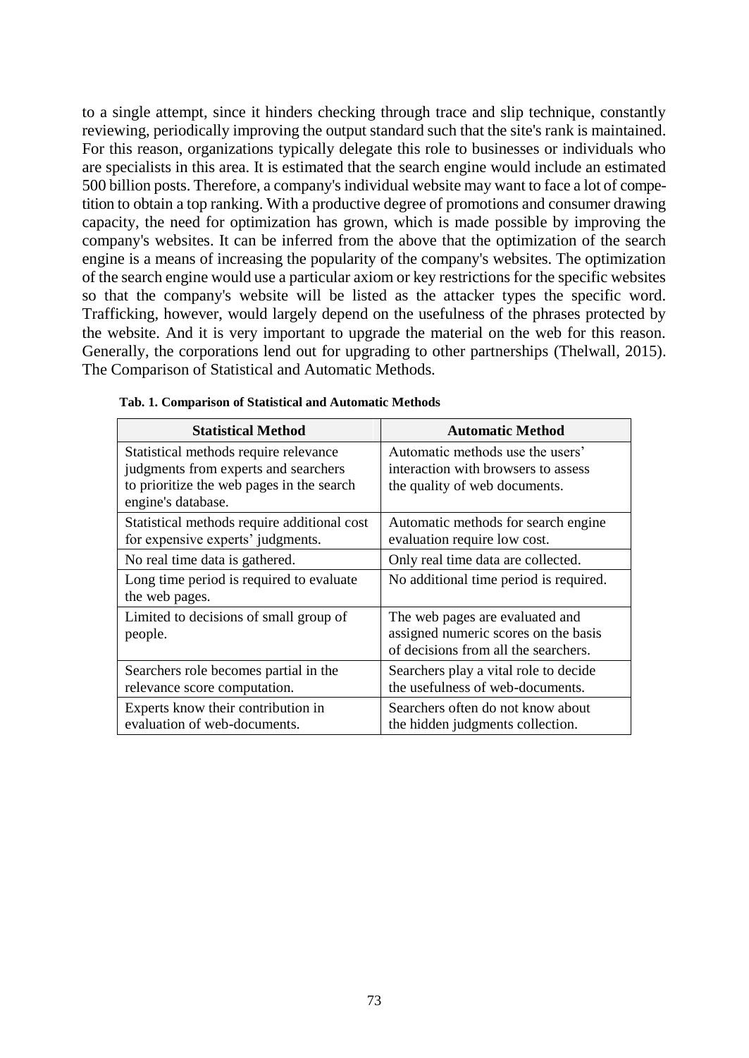to a single attempt, since it hinders checking through trace and slip technique, constantly reviewing, periodically improving the output standard such that the site's rank is maintained. For this reason, organizations typically delegate this role to businesses or individuals who are specialists in this area. It is estimated that the search engine would include an estimated 500 billion posts. Therefore, a company's individual website may want to face a lot of competition to obtain a top ranking. With a productive degree of promotions and consumer drawing capacity, the need for optimization has grown, which is made possible by improving the company's websites. It can be inferred from the above that the optimization of the search engine is a means of increasing the popularity of the company's websites. The optimization of the search engine would use a particular axiom or key restrictions for the specific websites so that the company's website will be listed as the attacker types the specific word. Trafficking, however, would largely depend on the usefulness of the phrases protected by the website. And it is very important to upgrade the material on the web for this reason. Generally, the corporations lend out for upgrading to other partnerships (Thelwall, 2015). The Comparison of Statistical and Automatic Methods.

**Tab. 1. Comparison of Statistical and Automatic Methods**

| Statistical Method | Automatic Method |
|---|---|
| Statistical methods require relevance judgments from experts and searchers to prioritize the web pages in the search engine's database. | Automatic methods use the users' interaction with browsers to assess the quality of web documents. |
| Statistical methods require additional cost for expensive experts' judgments. | Automatic methods for search engine evaluation require low cost. |
| No real time data is gathered. | Only real time data are collected. |
| Long time period is required to evaluate the web pages. | No additional time period is required. |
| Limited to decisions of small group of people. | The web pages are evaluated and assigned numeric scores on the basis of decisions from all the searchers. |
| Searchers role becomes partial in the relevance score computation. | Searchers play a vital role to decide the usefulness of web-documents. |
| Experts know their contribution in evaluation of web-documents. | Searchers often do not know about the hidden judgments collection. |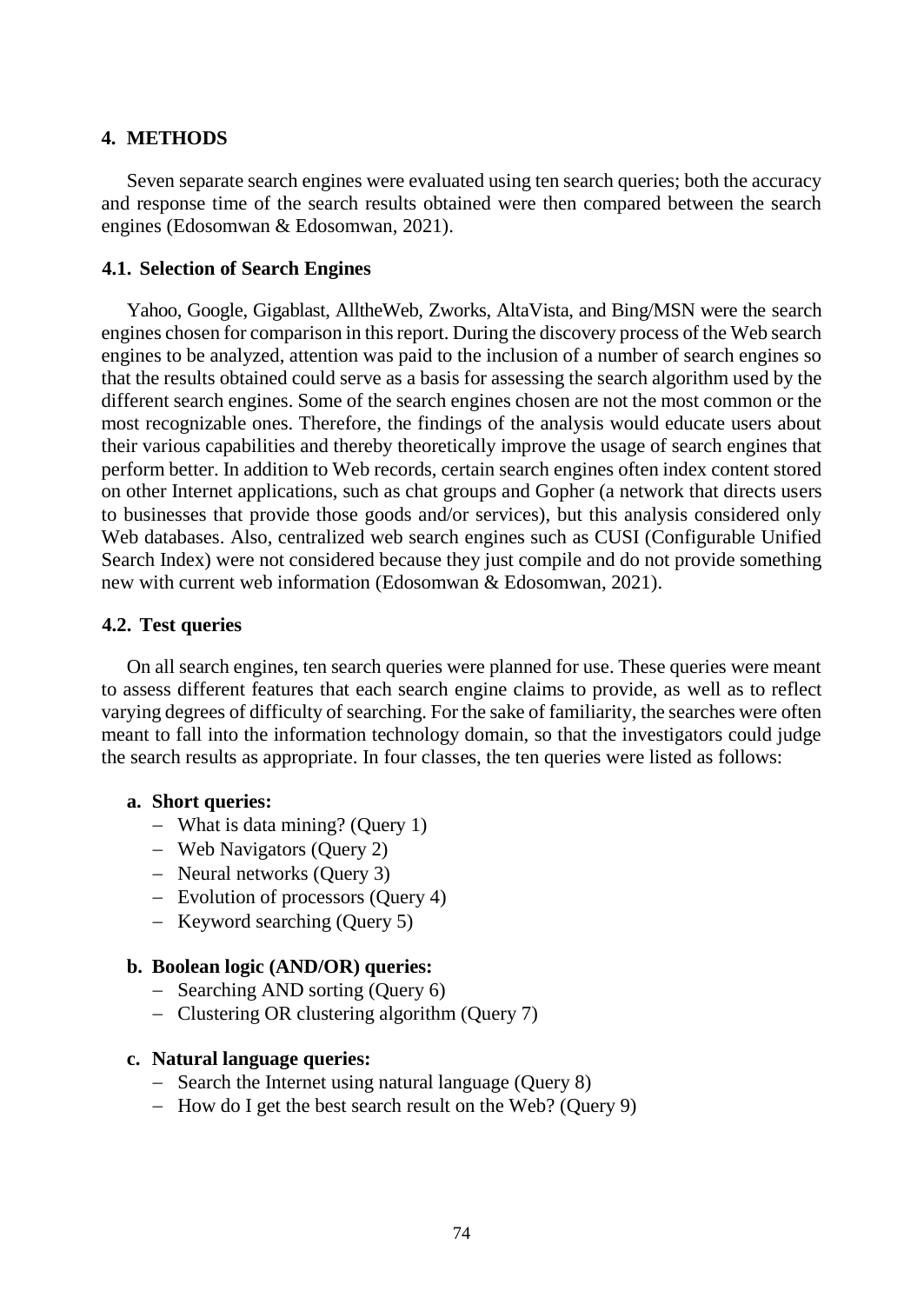## 4. METHODS

Seven separate search engines were evaluated using ten search queries; both the accuracy and response time of the search results obtained were then compared between the search engines (Edosomwan & Edosomwan, 2021).

### 4.1. Selection of Search Engines

Yahoo, Google, Gigablast, AlltheWeb, Zworks, AltaVista, and Bing/MSN were the search engines chosen for comparison in this report. During the discovery process of the Web search engines to be analyzed, attention was paid to the inclusion of a number of search engines so that the results obtained could serve as a basis for assessing the search algorithm used by the different search engines. Some of the search engines chosen are not the most common or the most recognizable ones. Therefore, the findings of the analysis would educate users about their various capabilities and thereby theoretically improve the usage of search engines that perform better. In addition to Web records, certain search engines often index content stored on other Internet applications, such as chat groups and Gopher (a network that directs users to businesses that provide those goods and/or services), but this analysis considered only Web databases. Also, centralized web search engines such as CUSI (Configurable Unified Search Index) were not considered because they just compile and do not provide something new with current web information (Edosomwan & Edosomwan, 2021).

### 4.2. Test queries

On all search engines, ten search queries were planned for use. These queries were meant to assess different features that each search engine claims to provide, as well as to reflect varying degrees of difficulty of searching. For the sake of familiarity, the searches were often meant to fall into the information technology domain, so that the investigators could judge the search results as appropriate. In four classes, the ten queries were listed as follows:

**a. Short queries:**

- What is data mining? (Query 1)
- Web Navigators (Query 2)
- Neural networks (Query 3)
- Evolution of processors (Query 4)
- Keyword searching (Query 5)

**b. Boolean logic (AND/OR) queries:**

- Searching AND sorting (Query 6)
- Clustering OR clustering algorithm (Query 7)

**c. Natural language queries:**

- Search the Internet using natural language (Query 8)
- How do I get the best search result on the Web? (Query 9)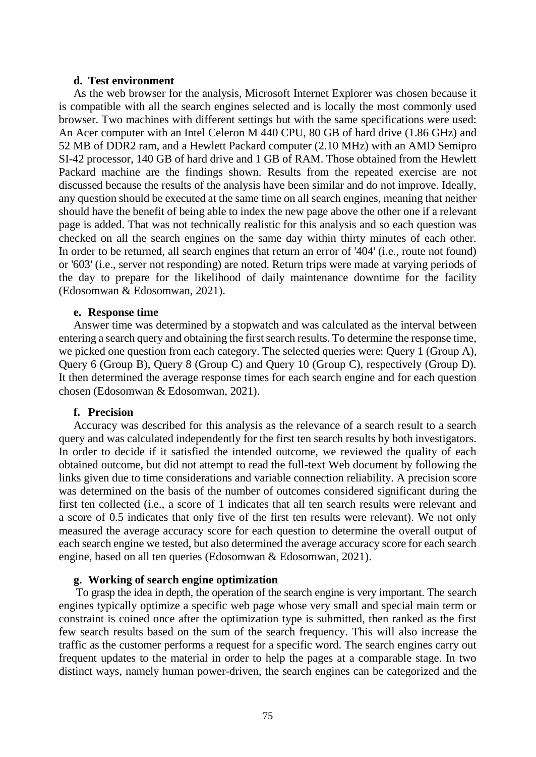#### d. Test environment

As the web browser for the analysis, Microsoft Internet Explorer was chosen because it is compatible with all the search engines selected and is locally the most commonly used browser. Two machines with different settings but with the same specifications were used: An Acer computer with an Intel Celeron M 440 CPU, 80 GB of hard drive (1.86 GHz) and 52 MB of DDR2 ram, and a Hewlett Packard computer (2.10 MHz) with an AMD Semipro SI-42 processor, 140 GB of hard drive and 1 GB of RAM. Those obtained from the Hewlett Packard machine are the findings shown. Results from the repeated exercise are not discussed because the results of the analysis have been similar and do not improve. Ideally, any question should be executed at the same time on all search engines, meaning that neither should have the benefit of being able to index the new page above the other one if a relevant page is added. That was not technically realistic for this analysis and so each question was checked on all the search engines on the same day within thirty minutes of each other. In order to be returned, all search engines that return an error of '404' (i.e., route not found) or '603' (i.e., server not responding) are noted. Return trips were made at varying periods of the day to prepare for the likelihood of daily maintenance downtime for the facility (Edosomwan & Edosomwan, 2021).

#### e. Response time

Answer time was determined by a stopwatch and was calculated as the interval between entering a search query and obtaining the first search results. To determine the response time, we picked one question from each category. The selected queries were: Query 1 (Group A), Query 6 (Group B), Query 8 (Group C) and Query 10 (Group C), respectively (Group D). It then determined the average response times for each search engine and for each question chosen (Edosomwan & Edosomwan, 2021).

#### f. Precision

Accuracy was described for this analysis as the relevance of a search result to a search query and was calculated independently for the first ten search results by both investigators. In order to decide if it satisfied the intended outcome, we reviewed the quality of each obtained outcome, but did not attempt to read the full-text Web document by following the links given due to time considerations and variable connection reliability. A precision score was determined on the basis of the number of outcomes considered significant during the first ten collected (i.e., a score of 1 indicates that all ten search results were relevant and a score of 0.5 indicates that only five of the first ten results were relevant). We not only measured the average accuracy score for each question to determine the overall output of each search engine we tested, but also determined the average accuracy score for each search engine, based on all ten queries (Edosomwan & Edosomwan, 2021).

#### g. Working of search engine optimization

To grasp the idea in depth, the operation of the search engine is very important. The search engines typically optimize a specific web page whose very small and special main term or constraint is coined once after the optimization type is submitted, then ranked as the first few search results based on the sum of the search frequency. This will also increase the traffic as the customer performs a request for a specific word. The search engines carry out frequent updates to the material in order to help the pages at a comparable stage. In two distinct ways, namely human power-driven, the search engines can be categorized and the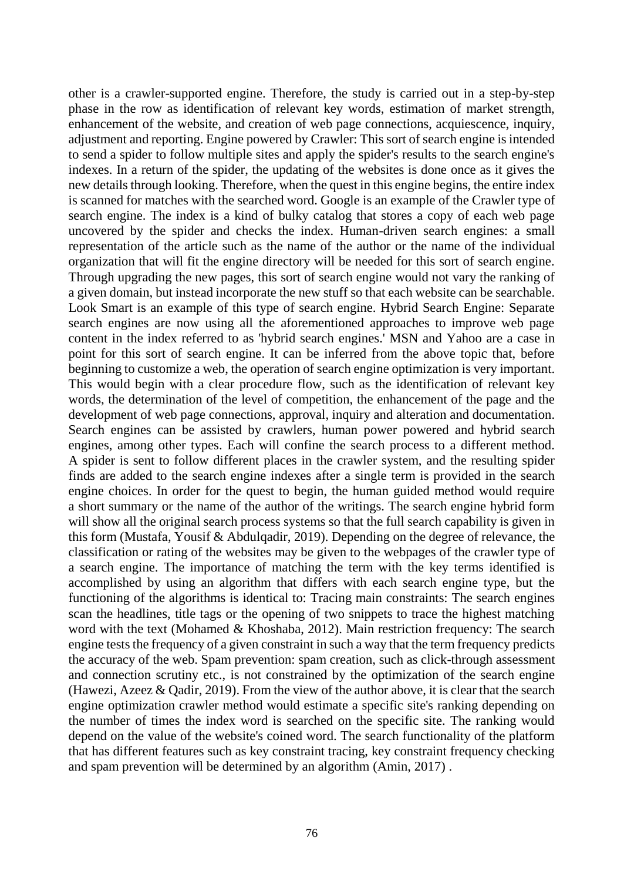other is a crawler-supported engine. Therefore, the study is carried out in a step-by-step phase in the row as identification of relevant key words, estimation of market strength, enhancement of the website, and creation of web page connections, acquiescence, inquiry, adjustment and reporting. Engine powered by Crawler: This sort of search engine is intended to send a spider to follow multiple sites and apply the spider's results to the search engine's indexes. In a return of the spider, the updating of the websites is done once as it gives the new details through looking. Therefore, when the quest in this engine begins, the entire index is scanned for matches with the searched word. Google is an example of the Crawler type of search engine. The index is a kind of bulky catalog that stores a copy of each web page uncovered by the spider and checks the index. Human-driven search engines: a small representation of the article such as the name of the author or the name of the individual organization that will fit the engine directory will be needed for this sort of search engine. Through upgrading the new pages, this sort of search engine would not vary the ranking of a given domain, but instead incorporate the new stuff so that each website can be searchable. Look Smart is an example of this type of search engine. Hybrid Search Engine: Separate search engines are now using all the aforementioned approaches to improve web page content in the index referred to as 'hybrid search engines.' MSN and Yahoo are a case in point for this sort of search engine. It can be inferred from the above topic that, before beginning to customize a web, the operation of search engine optimization is very important. This would begin with a clear procedure flow, such as the identification of relevant key words, the determination of the level of competition, the enhancement of the page and the development of web page connections, approval, inquiry and alteration and documentation. Search engines can be assisted by crawlers, human power powered and hybrid search engines, among other types. Each will confine the search process to a different method. A spider is sent to follow different places in the crawler system, and the resulting spider finds are added to the search engine indexes after a single term is provided in the search engine choices. In order for the quest to begin, the human guided method would require a short summary or the name of the author of the writings. The search engine hybrid form will show all the original search process systems so that the full search capability is given in this form (Mustafa, Yousif & Abdulqadir, 2019). Depending on the degree of relevance, the classification or rating of the websites may be given to the webpages of the crawler type of a search engine. The importance of matching the term with the key terms identified is accomplished by using an algorithm that differs with each search engine type, but the functioning of the algorithms is identical to: Tracing main constraints: The search engines scan the headlines, title tags or the opening of two snippets to trace the highest matching word with the text (Mohamed & Khoshaba, 2012). Main restriction frequency: The search engine tests the frequency of a given constraint in such a way that the term frequency predicts the accuracy of the web. Spam prevention: spam creation, such as click-through assessment and connection scrutiny etc., is not constrained by the optimization of the search engine (Hawezi, Azeez & Qadir, 2019). From the view of the author above, it is clear that the search engine optimization crawler method would estimate a specific site's ranking depending on the number of times the index word is searched on the specific site. The ranking would depend on the value of the website's coined word. The search functionality of the platform that has different features such as key constraint tracing, key constraint frequency checking and spam prevention will be determined by an algorithm (Amin, 2017) .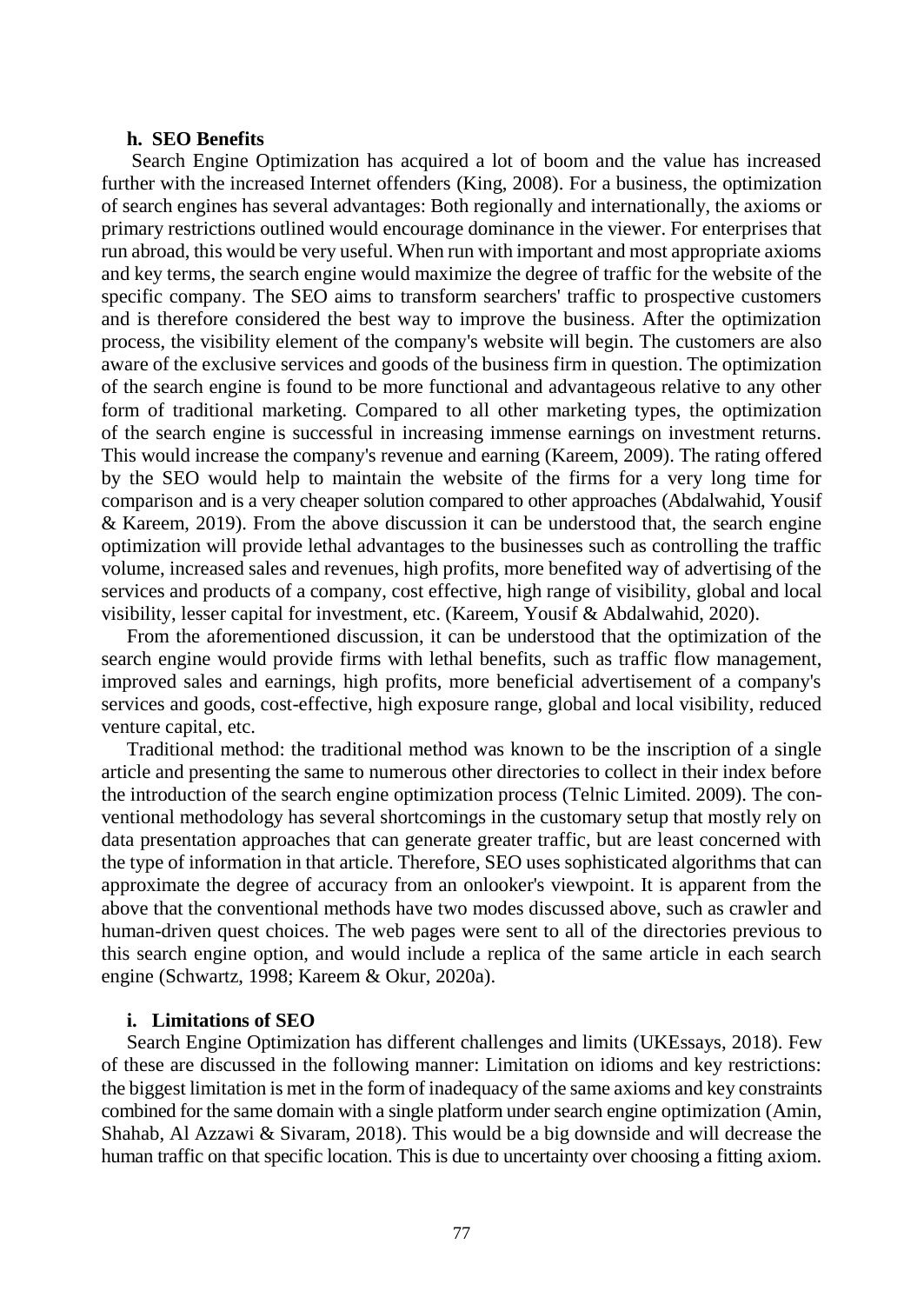### h. SEO Benefits

Search Engine Optimization has acquired a lot of boom and the value has increased further with the increased Internet offenders (King, 2008). For a business, the optimization of search engines has several advantages: Both regionally and internationally, the axioms or primary restrictions outlined would encourage dominance in the viewer. For enterprises that run abroad, this would be very useful. When run with important and most appropriate axioms and key terms, the search engine would maximize the degree of traffic for the website of the specific company. The SEO aims to transform searchers' traffic to prospective customers and is therefore considered the best way to improve the business. After the optimization process, the visibility element of the company's website will begin. The customers are also aware of the exclusive services and goods of the business firm in question. The optimization of the search engine is found to be more functional and advantageous relative to any other form of traditional marketing. Compared to all other marketing types, the optimization of the search engine is successful in increasing immense earnings on investment returns. This would increase the company's revenue and earning (Kareem, 2009). The rating offered by the SEO would help to maintain the website of the firms for a very long time for comparison and is a very cheaper solution compared to other approaches (Abdalwahid, Yousif & Kareem, 2019). From the above discussion it can be understood that, the search engine optimization will provide lethal advantages to the businesses such as controlling the traffic volume, increased sales and revenues, high profits, more benefited way of advertising of the services and products of a company, cost effective, high range of visibility, global and local visibility, lesser capital for investment, etc. (Kareem, Yousif & Abdalwahid, 2020).

From the aforementioned discussion, it can be understood that the optimization of the search engine would provide firms with lethal benefits, such as traffic flow management, improved sales and earnings, high profits, more beneficial advertisement of a company's services and goods, cost-effective, high exposure range, global and local visibility, reduced venture capital, etc.

Traditional method: the traditional method was known to be the inscription of a single article and presenting the same to numerous other directories to collect in their index before the introduction of the search engine optimization process (Telnic Limited. 2009). The conventional methodology has several shortcomings in the customary setup that mostly rely on data presentation approaches that can generate greater traffic, but are least concerned with the type of information in that article. Therefore, SEO uses sophisticated algorithms that can approximate the degree of accuracy from an onlooker's viewpoint. It is apparent from the above that the conventional methods have two modes discussed above, such as crawler and human-driven quest choices. The web pages were sent to all of the directories previous to this search engine option, and would include a replica of the same article in each search engine (Schwartz, 1998; Kareem & Okur, 2020a).

### i. Limitations of SEO

Search Engine Optimization has different challenges and limits (UKEssays, 2018). Few of these are discussed in the following manner: Limitation on idioms and key restrictions: the biggest limitation is met in the form of inadequacy of the same axioms and key constraints combined for the same domain with a single platform under search engine optimization (Amin, Shahab, Al Azzawi & Sivaram, 2018). This would be a big downside and will decrease the human traffic on that specific location. This is due to uncertainty over choosing a fitting axiom.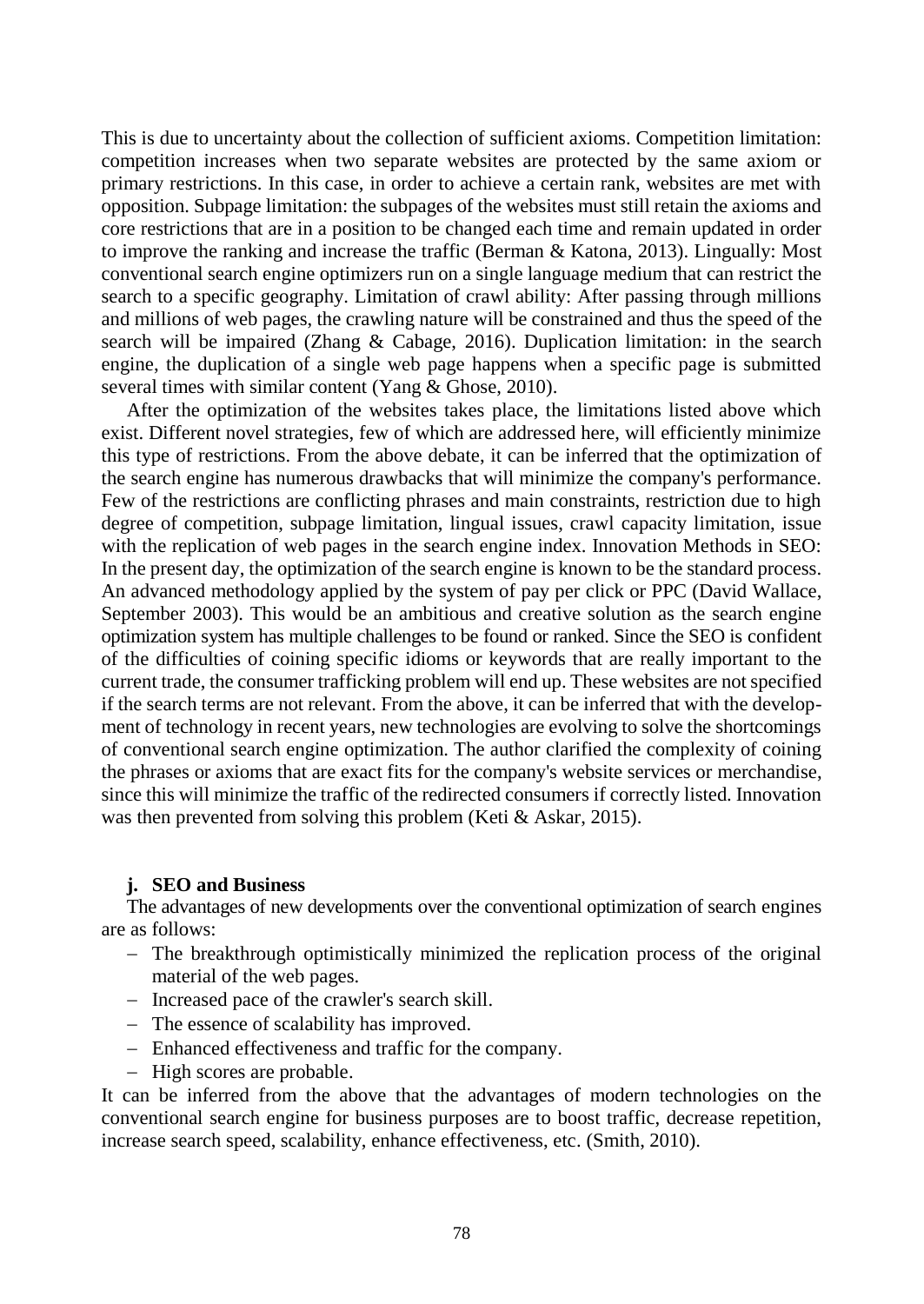This is due to uncertainty about the collection of sufficient axioms. Competition limitation: competition increases when two separate websites are protected by the same axiom or primary restrictions. In this case, in order to achieve a certain rank, websites are met with opposition. Subpage limitation: the subpages of the websites must still retain the axioms and core restrictions that are in a position to be changed each time and remain updated in order to improve the ranking and increase the traffic (Berman & Katona, 2013). Lingually: Most conventional search engine optimizers run on a single language medium that can restrict the search to a specific geography. Limitation of crawl ability: After passing through millions and millions of web pages, the crawling nature will be constrained and thus the speed of the search will be impaired (Zhang & Cabage, 2016). Duplication limitation: in the search engine, the duplication of a single web page happens when a specific page is submitted several times with similar content (Yang & Ghose, 2010).

After the optimization of the websites takes place, the limitations listed above which exist. Different novel strategies, few of which are addressed here, will efficiently minimize this type of restrictions. From the above debate, it can be inferred that the optimization of the search engine has numerous drawbacks that will minimize the company's performance. Few of the restrictions are conflicting phrases and main constraints, restriction due to high degree of competition, subpage limitation, lingual issues, crawl capacity limitation, issue with the replication of web pages in the search engine index. Innovation Methods in SEO: In the present day, the optimization of the search engine is known to be the standard process. An advanced methodology applied by the system of pay per click or PPC (David Wallace, September 2003). This would be an ambitious and creative solution as the search engine optimization system has multiple challenges to be found or ranked. Since the SEO is confident of the difficulties of coining specific idioms or keywords that are really important to the current trade, the consumer trafficking problem will end up. These websites are not specified if the search terms are not relevant. From the above, it can be inferred that with the development of technology in recent years, new technologies are evolving to solve the shortcomings of conventional search engine optimization. The author clarified the complexity of coining the phrases or axioms that are exact fits for the company's website services or merchandise, since this will minimize the traffic of the redirected consumers if correctly listed. Innovation was then prevented from solving this problem (Keti & Askar, 2015).

#### j. SEO and Business

The advantages of new developments over the conventional optimization of search engines are as follows:

- The breakthrough optimistically minimized the replication process of the original material of the web pages.
- Increased pace of the crawler's search skill.
- The essence of scalability has improved.
- Enhanced effectiveness and traffic for the company.
- High scores are probable.

It can be inferred from the above that the advantages of modern technologies on the conventional search engine for business purposes are to boost traffic, decrease repetition, increase search speed, scalability, enhance effectiveness, etc. (Smith, 2010).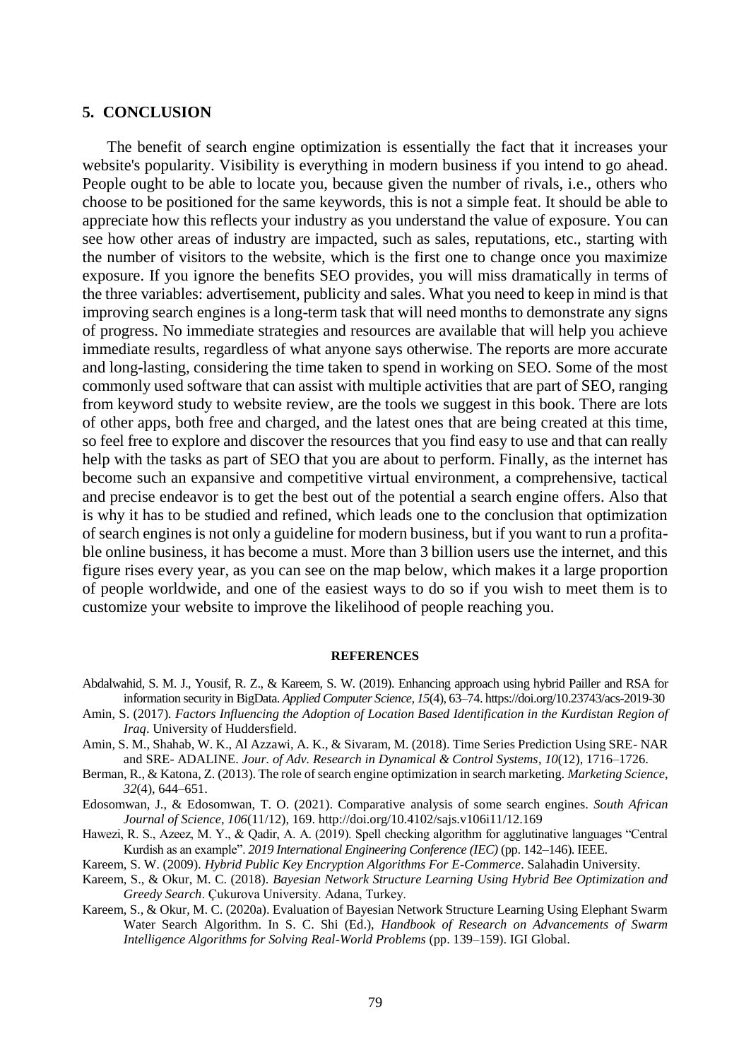## 5. CONCLUSION

The benefit of search engine optimization is essentially the fact that it increases your website's popularity. Visibility is everything in modern business if you intend to go ahead. People ought to be able to locate you, because given the number of rivals, i.e., others who choose to be positioned for the same keywords, this is not a simple feat. It should be able to appreciate how this reflects your industry as you understand the value of exposure. You can see how other areas of industry are impacted, such as sales, reputations, etc., starting with the number of visitors to the website, which is the first one to change once you maximize exposure. If you ignore the benefits SEO provides, you will miss dramatically in terms of the three variables: advertisement, publicity and sales. What you need to keep in mind is that improving search engines is a long-term task that will need months to demonstrate any signs of progress. No immediate strategies and resources are available that will help you achieve immediate results, regardless of what anyone says otherwise. The reports are more accurate and long-lasting, considering the time taken to spend in working on SEO. Some of the most commonly used software that can assist with multiple activities that are part of SEO, ranging from keyword study to website review, are the tools we suggest in this book. There are lots of other apps, both free and charged, and the latest ones that are being created at this time, so feel free to explore and discover the resources that you find easy to use and that can really help with the tasks as part of SEO that you are about to perform. Finally, as the internet has become such an expansive and competitive virtual environment, a comprehensive, tactical and precise endeavor is to get the best out of the potential a search engine offers. Also that is why it has to be studied and refined, which leads one to the conclusion that optimization of search engines is not only a guideline for modern business, but if you want to run a profitable online business, it has become a must. More than 3 billion users use the internet, and this figure rises every year, as you can see on the map below, which makes it a large proportion of people worldwide, and one of the easiest ways to do so if you wish to meet them is to customize your website to improve the likelihood of people reaching you.

#### REFERENCES

Abdalwahid, S. M. J., Yousif, R. Z., & Kareem, S. W. (2019). Enhancing approach using hybrid Pailler and RSA for information security in BigData. *Applied Computer Science*, *15*(4), 63–74. https://doi.org/10.23743/acs-2019-30

Amin, S. (2017). *Factors Influencing the Adoption of Location Based Identification in the Kurdistan Region of Iraq*. University of Huddersfield.

Amin, S. M., Shahab, W. K., Al Azzawi, A. K., & Sivaram, M. (2018). Time Series Prediction Using SRE- NAR and SRE- ADALINE. *Jour. of Adv. Research in Dynamical & Control Systems*, *10*(12), 1716–1726.

Berman, R., & Katona, Z. (2013). The role of search engine optimization in search marketing. *Marketing Science*, *32*(4), 644–651.

Edosomwan, J., & Edosomwan, T. O. (2021). Comparative analysis of some search engines. *South African Journal of Science*, *106*(11/12), 169. http://doi.org/10.4102/sajs.v106i11/12.169

Hawezi, R. S., Azeez, M. Y., & Qadir, A. A. (2019). Spell checking algorithm for agglutinative languages "Central Kurdish as an example". *2019 International Engineering Conference (IEC)* (pp. 142–146). IEEE.

Kareem, S. W. (2009). *Hybrid Public Key Encryption Algorithms For E-Commerce*. Salahadin University.

Kareem, S., & Okur, M. C. (2018). *Bayesian Network Structure Learning Using Hybrid Bee Optimization and Greedy Search*. Çukurova University. Adana, Turkey.

Kareem, S., & Okur, M. C. (2020a). Evaluation of Bayesian Network Structure Learning Using Elephant Swarm Water Search Algorithm. In S. C. Shi (Ed.), *Handbook of Research on Advancements of Swarm Intelligence Algorithms for Solving Real-World Problems* (pp. 139–159). IGI Global.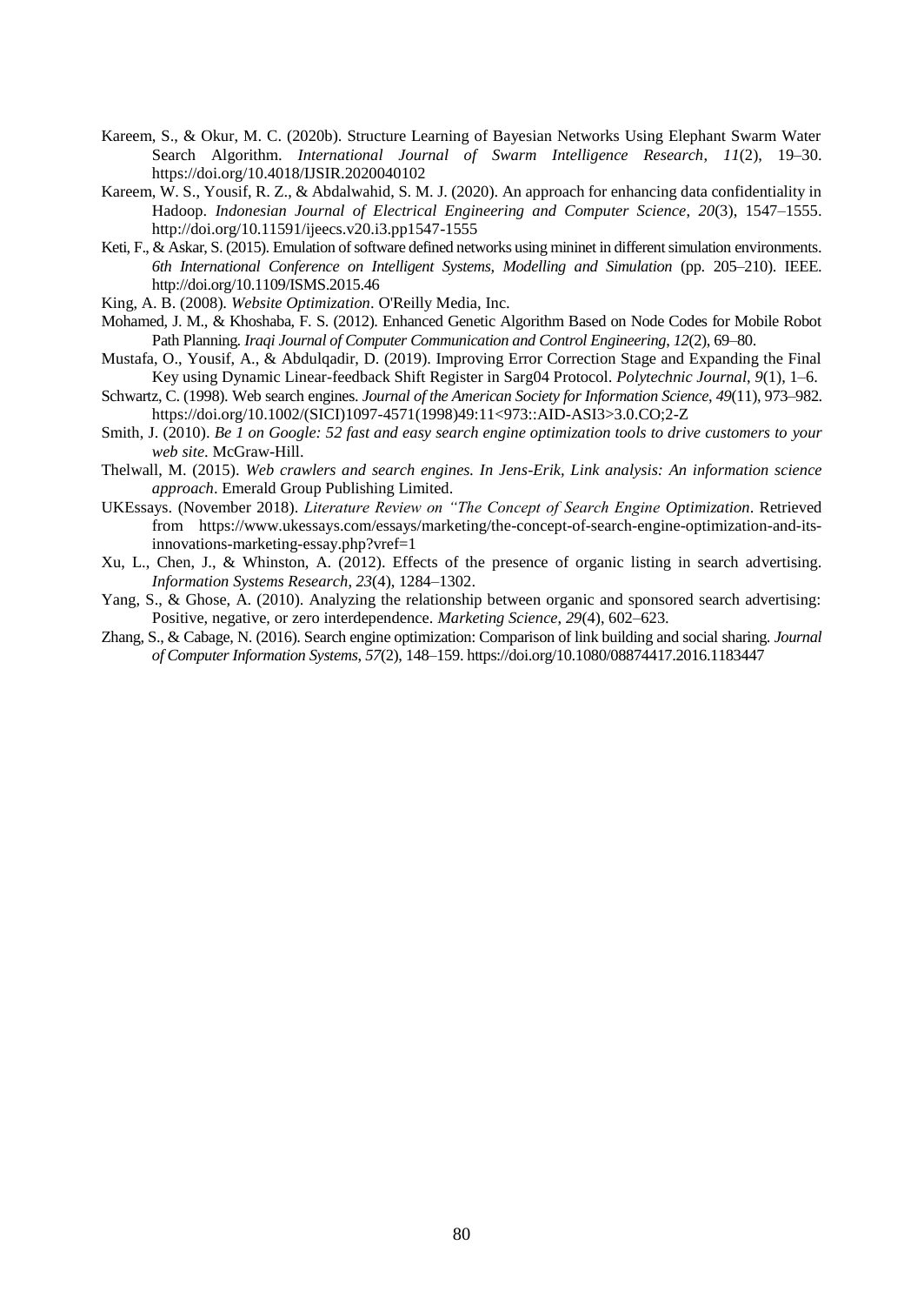Kareem, S., & Okur, M. C. (2020b). Structure Learning of Bayesian Networks Using Elephant Swarm Water Search Algorithm. *International Journal of Swarm Intelligence Research*, *11*(2), 19–30. https://doi.org/10.4018/IJSIR.2020040102

Kareem, W. S., Yousif, R. Z., & Abdalwahid, S. M. J. (2020). An approach for enhancing data confidentiality in Hadoop. *Indonesian Journal of Electrical Engineering and Computer Science*, *20*(3), 1547–1555. http://doi.org/10.11591/ijeecs.v20.i3.pp1547-1555

Keti, F., & Askar, S. (2015). Emulation of software defined networks using mininet in different simulation environments. *6th International Conference on Intelligent Systems, Modelling and Simulation* (pp. 205–210). IEEE. http://doi.org/10.1109/ISMS.2015.46

King, A. B. (2008). *Website Optimization*. O'Reilly Media, Inc.

Mohamed, J. M., & Khoshaba, F. S. (2012). Enhanced Genetic Algorithm Based on Node Codes for Mobile Robot Path Planning. *Iraqi Journal of Computer Communication and Control Engineering*, *12*(2), 69–80.

Mustafa, O., Yousif, A., & Abdulqadir, D. (2019). Improving Error Correction Stage and Expanding the Final Key using Dynamic Linear-feedback Shift Register in Sarg04 Protocol. *Polytechnic Journal*, *9*(1), 1–6.

Schwartz, C. (1998). Web search engines. *Journal of the American Society for Information Science*, *49*(11), 973–982. https://doi.org/10.1002/(SICI)1097-4571(1998)49:11<973::AID-ASI3>3.0.CO;2-Z

Smith, J. (2010). *Be 1 on Google: 52 fast and easy search engine optimization tools to drive customers to your web site*. McGraw-Hill.

Thelwall, M. (2015). *Web crawlers and search engines. In Jens-Erik, Link analysis: An information science approach*. Emerald Group Publishing Limited.

UKEssays. (November 2018). *Literature Review on "The Concept of Search Engine Optimization*. Retrieved from https://www.ukessays.com/essays/marketing/the-concept-of-search-engine-optimization-and-its-innovations-marketing-essay.php?vref=1

Xu, L., Chen, J., & Whinston, A. (2012). Effects of the presence of organic listing in search advertising. *Information Systems Research*, *23*(4), 1284–1302.

Yang, S., & Ghose, A. (2010). Analyzing the relationship between organic and sponsored search advertising: Positive, negative, or zero interdependence. *Marketing Science*, *29*(4), 602–623.

Zhang, S., & Cabage, N. (2016). Search engine optimization: Comparison of link building and social sharing. *Journal of Computer Information Systems*, *57*(2), 148–159. https://doi.org/10.1080/08874417.2016.1183447